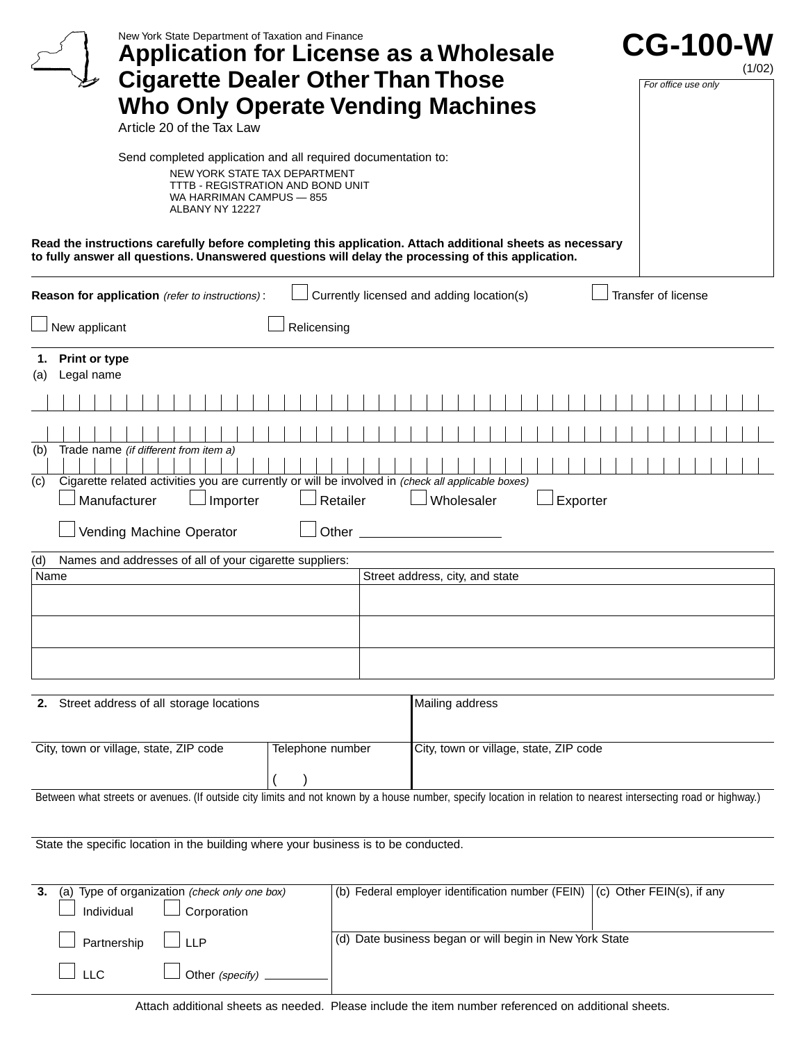New York State Department of Taxation and Finance

# Application for License as a Wholesale Cigarette Dealer Other Than Those Who Only Operate Vending Machines

**CG-100-W**
(1/02)

Article 20 of the Tax Law

*For office use only*

Send completed application and all required documentation to:

NEW YORK STATE TAX DEPARTMENT
TTTB - REGISTRATION AND BOND UNIT
WA HARRIMAN CAMPUS — 855
ALBANY NY 12227

**Read the instructions carefully before completing this application. Attach additional sheets as necessary to fully answer all questions. Unanswered questions will delay the processing of this application.**

**Reason for application** *(refer to instructions)* : ☐ Currently licensed and adding location(s) ☐ Transfer of license ☐ New applicant ☐ Relicensing

**1. Print or type**

(a) Legal name

(b) Trade name *(if different from item a)*

(c) Cigarette related activities you are currently or will be involved in *(check all applicable boxes)*

☐ Manufacturer ☐ Importer ☐ Retailer ☐ Wholesaler ☐ Exporter

☐ Vending Machine Operator ☐ Other ____________

(d) Names and addresses of all of your cigarette suppliers:

| Name | Street address, city, and state |
|---|---|
| | |
| | |
| | |

| **2.** Street address of all storage locations | | Mailing address |
|---|---|---|
| City, town or village, state, ZIP code | Telephone number ( ) | City, town or village, state, ZIP code |

Between what streets or avenues. (If outside city limits and not known by a house number, specify location in relation to nearest intersecting road or highway.)

State the specific location in the building where your business is to be conducted.

| **3.** (a) Type of organization *(check only one box)* | (b) Federal employer identification number (FEIN) | (c) Other FEIN(s), if any |
|---|---|---|
| ☐ Individual ☐ Corporation ☐ Partnership ☐ LLP ☐ LLC ☐ Other *(specify)* ________ | (d) Date business began or will begin in New York State | |

Attach additional sheets as needed. Please include the item number referenced on additional sheets.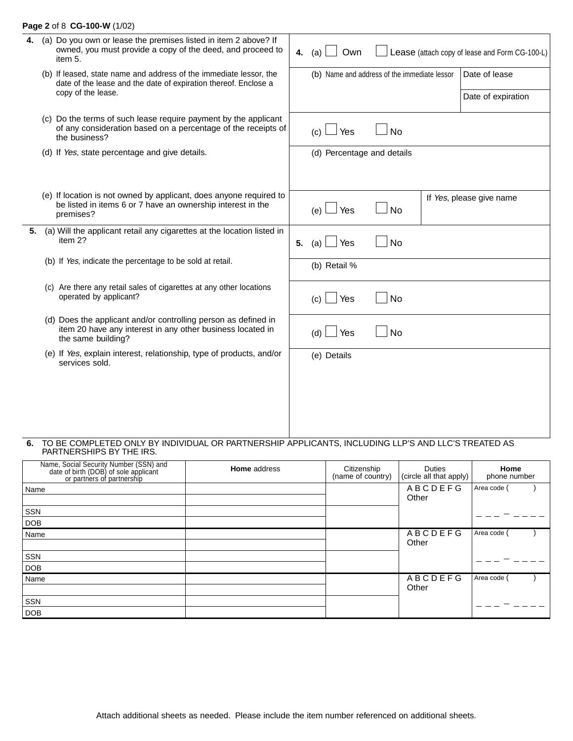**Page 2** of 8 **CG-100-W** (1/02)

| | |
|---|---|
| **4.** (a) Do you own or lease the premises listed in item 2 above? If owned, you must provide a copy of the deed, and proceed to item 5. | **4.** (a) ☐ Own ☐ Lease (attach copy of lease and Form CG-100-L) |
| (b) If leased, state name and address of the immediate lessor, the date of the lease and the date of expiration thereof. Enclose a copy of the lease. | (b) Name and address of the immediate lessor / Date of lease / Date of expiration |
| (c) Do the terms of such lease require payment by the applicant of any consideration based on a percentage of the receipts of the business? | (c) ☐ Yes ☐ No |
| (d) If *Yes*, state percentage and give details. | (d) Percentage and details |
| (e) If location is not owned by applicant, does anyone required to be listed in items 6 or 7 have an ownership interest in the premises? | (e) ☐ Yes ☐ No / If *Yes*, please give name |
| **5.** (a) Will the applicant retail any cigarettes at the location listed in item 2? | **5.** (a) ☐ Yes ☐ No |
| (b) If *Yes*, indicate the percentage to be sold at retail. | (b) Retail % |
| (c) Are there any retail sales of cigarettes at any other locations operated by applicant? | (c) ☐ Yes ☐ No |
| (d) Does the applicant and/or controlling person as defined in item 20 have any interest in any other business located in the same building? | (d) ☐ Yes ☐ No |
| (e) If *Yes*, explain interest, relationship, type of products, and/or services sold. | (e) Details |

**6.** TO BE COMPLETED ONLY BY INDIVIDUAL OR PARTNERSHIP APPLICANTS, INCLUDING LLP'S AND LLC'S TREATED AS PARTNERSHIPS BY THE IRS.

| Name, Social Security Number (SSN) and date of birth (DOB) of sole applicant or partners of partnership | **Home** address | Citizenship (name of country) | Duties (circle all that apply) | **Home** phone number |
|---|---|---|---|---|
| Name | | | A B C D E F G Other | Area code ( ) ___ - ____ |
| | | | | |
| SSN | | | | |
| DOB | | | | |
| Name | | | A B C D E F G Other | Area code ( ) ___ - ____ |
| | | | | |
| SSN | | | | |
| DOB | | | | |
| Name | | | A B C D E F G Other | Area code ( ) ___ - ____ |
| | | | | |
| SSN | | | | |
| DOB | | | | |

Attach additional sheets as needed. Please include the item number referenced on additional sheets.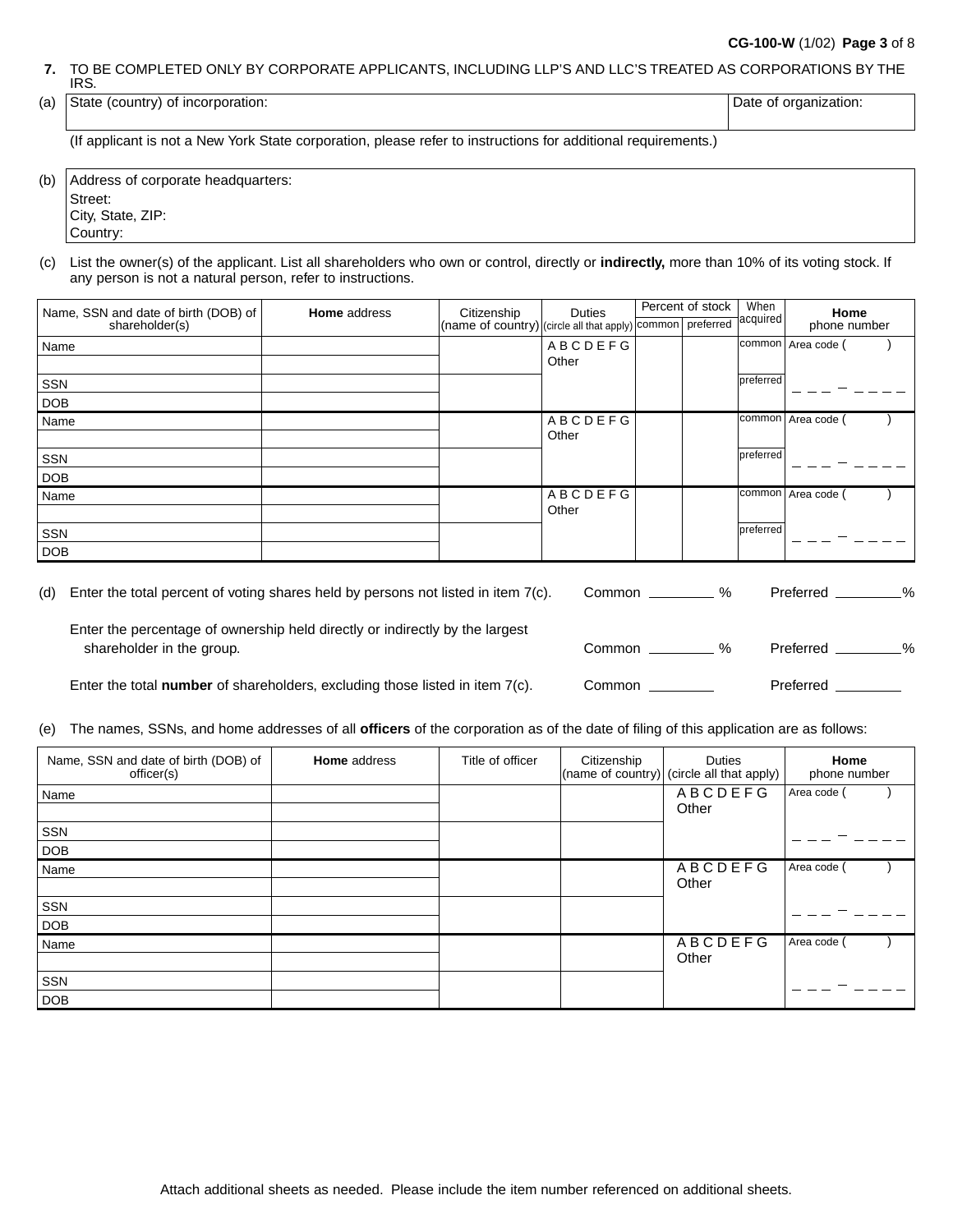**7.** TO BE COMPLETED ONLY BY CORPORATE APPLICANTS, INCLUDING LLP'S AND LLC'S TREATED AS CORPORATIONS BY THE IRS.

(a)

| State (country) of incorporation: | Date of organization: |
|---|---|
| | |

(If applicant is not a New York State corporation, please refer to instructions for additional requirements.)

(b) Address of corporate headquarters:
Street:
City, State, ZIP:
Country:

(c) List the owner(s) of the applicant. List all shareholders who own or control, directly or **indirectly,** more than 10% of its voting stock. If any person is not a natural person, refer to instructions.

| Name, SSN and date of birth (DOB) of shareholder(s) | **Home** address | Citizenship (name of country) | Duties (circle all that apply) | Percent of stock | | When acquired | **Home** phone number |
|---|---|---|---|---|---|---|---|
| | | | | common | preferred | | |
| Name | | | A B C D E F G Other | | | common | Area code ( ) |
| | | | | | | | |
| SSN | | | | | | preferred | ___ - ____ |
| DOB | | | | | | | |
| Name | | | A B C D E F G Other | | | common | Area code ( ) |
| | | | | | | | |
| SSN | | | | | | preferred | ___ - ____ |
| DOB | | | | | | | |
| Name | | | A B C D E F G Other | | | common | Area code ( ) |
| | | | | | | | |
| SSN | | | | | | preferred | ___ - ____ |
| DOB | | | | | | | |

(d) Enter the total percent of voting shares held by persons not listed in item 7(c). Common ________ % Preferred ________%

Enter the percentage of ownership held directly or indirectly by the largest shareholder in the group. Common ________ % Preferred ________%

Enter the total **number** of shareholders, excluding those listed in item 7(c). Common ________ Preferred ________

(e) The names, SSNs, and home addresses of all **officers** of the corporation as of the date of filing of this application are as follows:

| Name, SSN and date of birth (DOB) of officer(s) | **Home** address | Title of officer | Citizenship (name of country) | Duties (circle all that apply) | **Home** phone number |
|---|---|---|---|---|---|
| Name | | | | A B C D E F G Other | Area code ( ) |
| | | | | | |
| SSN | | | | | ___ - ____ |
| DOB | | | | | |
| Name | | | | A B C D E F G Other | Area code ( ) |
| | | | | | |
| SSN | | | | | ___ - ____ |
| DOB | | | | | |
| Name | | | | A B C D E F G Other | Area code ( ) |
| | | | | | |
| SSN | | | | | ___ - ____ |
| DOB | | | | | |

Attach additional sheets as needed. Please include the item number referenced on additional sheets.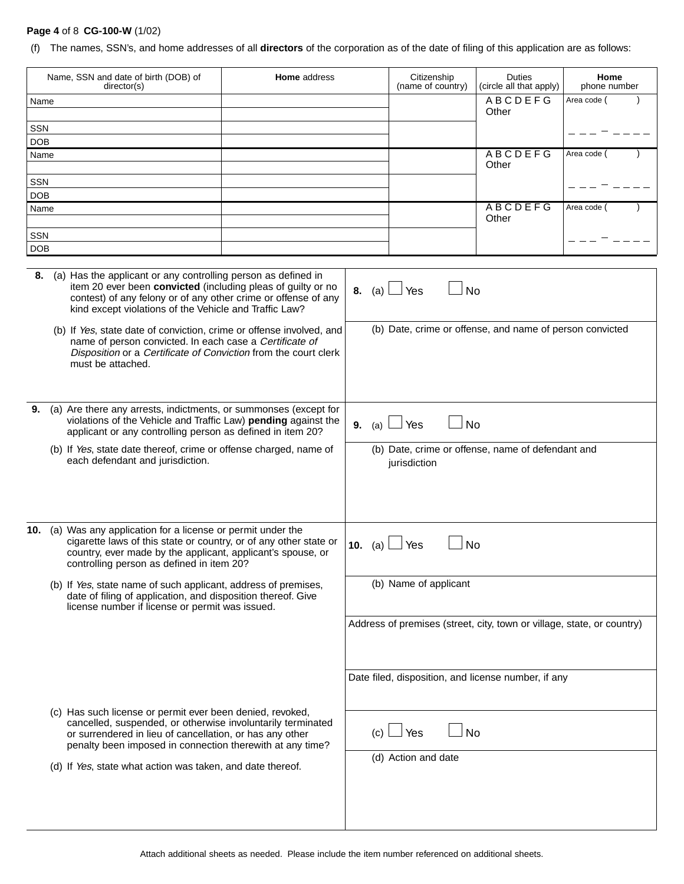(f) The names, SSN's, and home addresses of all **directors** of the corporation as of the date of filing of this application are as follows:

| Name, SSN and date of birth (DOB) of director(s) | **Home** address | Citizenship (name of country) | Duties (circle all that apply) | **Home** phone number |
|---|---|---|---|---|
| Name | | | A B C D E F G Other | Area code ( ) |
| | | | | |
| SSN | | | | _ _ _ – _ _ _ _ |
| DOB | | | | |
| Name | | | A B C D E F G Other | Area code ( ) |
| | | | | |
| SSN | | | | _ _ _ – _ _ _ _ |
| DOB | | | | |
| Name | | | A B C D E F G Other | Area code ( ) |
| | | | | |
| SSN | | | | _ _ _ – _ _ _ _ |
| DOB | | | | |

| | |
|---|---|
| **8.** (a) Has the applicant or any controlling person as defined in item 20 ever been **convicted** (including pleas of guilty or no contest) of any felony or of any other crime or offense of any kind except violations of the Vehicle and Traffic Law? | **8.** (a) ☐ Yes ☐ No |
| (b) If *Yes*, state date of conviction, crime or offense involved, and name of person convicted. In each case a *Certificate of Disposition* or a *Certificate of Conviction* from the court clerk must be attached. | (b) Date, crime or offense, and name of person convicted |
| **9.** (a) Are there any arrests, indictments, or summonses (except for violations of the Vehicle and Traffic Law) **pending** against the applicant or any controlling person as defined in item 20? | **9.** (a) ☐ Yes ☐ No |
| (b) If *Yes*, state date thereof, crime or offense charged, name of each defendant and jurisdiction. | (b) Date, crime or offense, name of defendant and jurisdiction |
| **10.** (a) Was any application for a license or permit under the cigarette laws of this state or country, or of any other state or country, ever made by the applicant, applicant's spouse, or controlling person as defined in item 20? | **10.** (a) ☐ Yes ☐ No |
| (b) If *Yes*, state name of such applicant, address of premises, date of filing of application, and disposition thereof. Give license number if license or permit was issued. | (b) Name of applicant |
| | Address of premises (street, city, town or village, state, or country) |
| | Date filed, disposition, and license number, if any |
| (c) Has such license or permit ever been denied, revoked, cancelled, suspended, or otherwise involuntarily terminated or surrendered in lieu of cancellation, or has any other penalty been imposed in connection therewith at any time? | (c) ☐ Yes ☐ No |
| (d) If *Yes*, state what action was taken, and date thereof. | (d) Action and date |

Attach additional sheets as needed. Please include the item number referenced on additional sheets.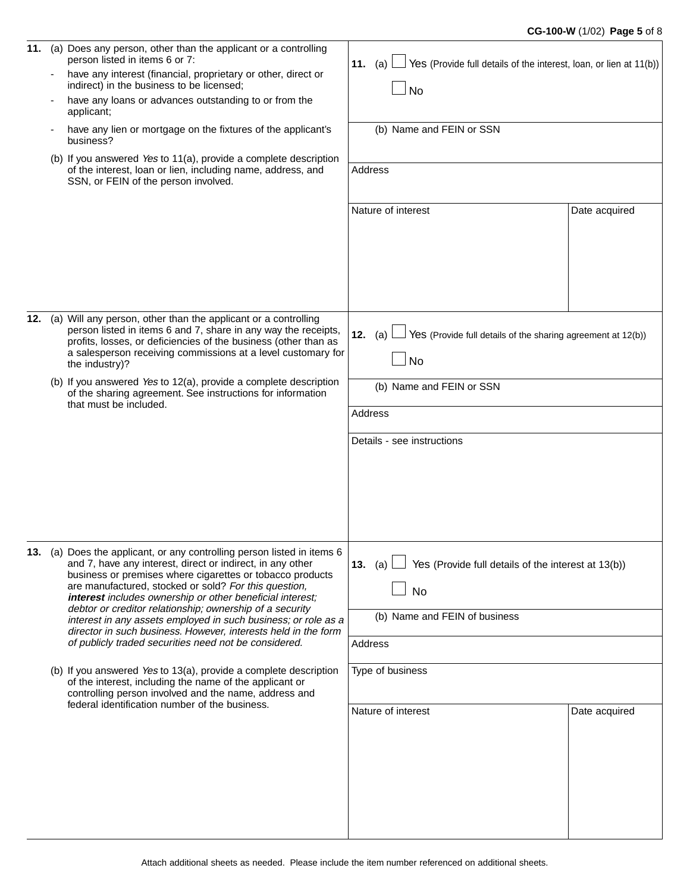**11.** (a) Does any person, other than the applicant or a controlling person listed in items 6 or 7:

- have any interest (financial, proprietary or other, direct or indirect) in the business to be licensed;
- have any loans or advances outstanding to or from the applicant;
- have any lien or mortgage on the fixtures of the applicant's business?

(b) If you answered *Yes* to 11(a), provide a complete description of the interest, loan or lien, including name, address, and SSN, or FEIN of the person involved.

**11.** (a) ☐ Yes (Provide full details of the interest, loan, or lien at 11(b))

☐ No

(b) Name and FEIN or SSN

Address

| Nature of interest | Date acquired |
|---|---|
| | |

**12.** (a) Will any person, other than the applicant or a controlling person listed in items 6 and 7, share in any way the receipts, profits, losses, or deficiencies of the business (other than as a salesperson receiving commissions at a level customary for the industry)?

(b) If you answered *Yes* to 12(a), provide a complete description of the sharing agreement. See instructions for information that must be included.

**12.** (a) ☐ Yes (Provide full details of the sharing agreement at 12(b))

☐ No

(b) Name and FEIN or SSN

Address

Details - see instructions

**13.** (a) Does the applicant, or any controlling person listed in items 6 and 7, have any interest, direct or indirect, in any other business or premises where cigarettes or tobacco products are manufactured, stocked or sold? *For this question,* ***interest*** *includes ownership or other beneficial interest; debtor or creditor relationship; ownership of a security interest in any assets employed in such business; or role as a director in such business. However, interests held in the form of publicly traded securities need not be considered.*

(b) If you answered *Yes* to 13(a), provide a complete description of the interest, including the name of the applicant or controlling person involved and the name, address and federal identification number of the business.

**13.** (a) ☐ Yes (Provide full details of the interest at 13(b))

☐ No

(b) Name and FEIN of business

Address

Type of business

| Nature of interest | Date acquired |
|---|---|
| | |

Attach additional sheets as needed. Please include the item number referenced on additional sheets.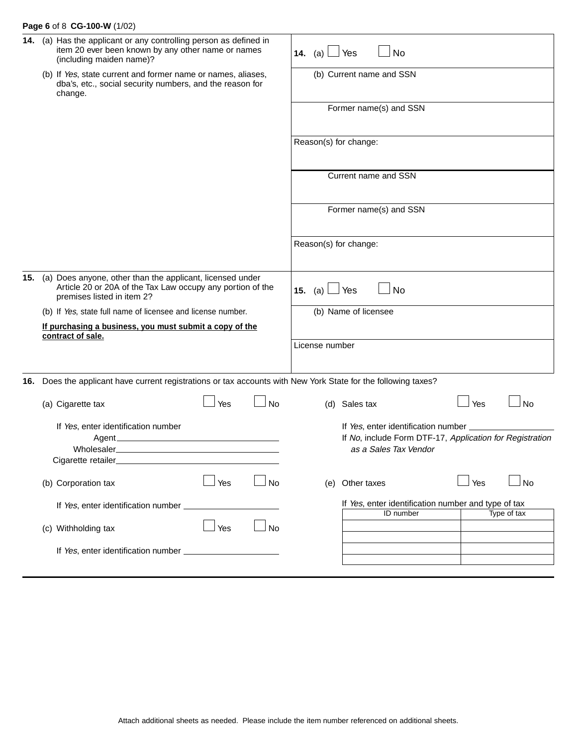**14.** (a) Has the applicant or any controlling person as defined in item 20 ever been known by any other name or names (including maiden name)?

(b) If *Yes*, state current and former name or names, aliases, dba's, etc., social security numbers, and the reason for change.

**14.** (a) ☐ Yes ☐ No

(b) Current name and SSN

Former name(s) and SSN

Reason(s) for change:

Current name and SSN

Former name(s) and SSN

Reason(s) for change:

**15.** (a) Does anyone, other than the applicant, licensed under Article 20 or 20A of the Tax Law occupy any portion of the premises listed in item 2?

(b) If *Yes*, state full name of licensee and license number.

**If purchasing a business, you must submit a copy of the contract of sale.**

**15.** (a) ☐ Yes ☐ No

(b) Name of licensee

License number

**16.** Does the applicant have current registrations or tax accounts with New York State for the following taxes?

(a) Cigarette tax ☐ Yes ☐ No

If *Yes*, enter identification number

Agent ____________________

Wholesaler ____________________

Cigarette retailer ____________________

(b) Corporation tax ☐ Yes ☐ No

If *Yes*, enter identification number ____________________

(c) Withholding tax ☐ Yes ☐ No

If *Yes*, enter identification number ____________________

(d) Sales tax ☐ Yes ☐ No

If *Yes*, enter identification number ____________________

If *No*, include Form DTF-17, *Application for Registration as a Sales Tax Vendor*

(e) Other taxes ☐ Yes ☐ No

If *Yes*, enter identification number and type of tax

| ID number | Type of tax |
|---|---|
| | |
| | |
| | |
| | |

Attach additional sheets as needed. Please include the item number referenced on additional sheets.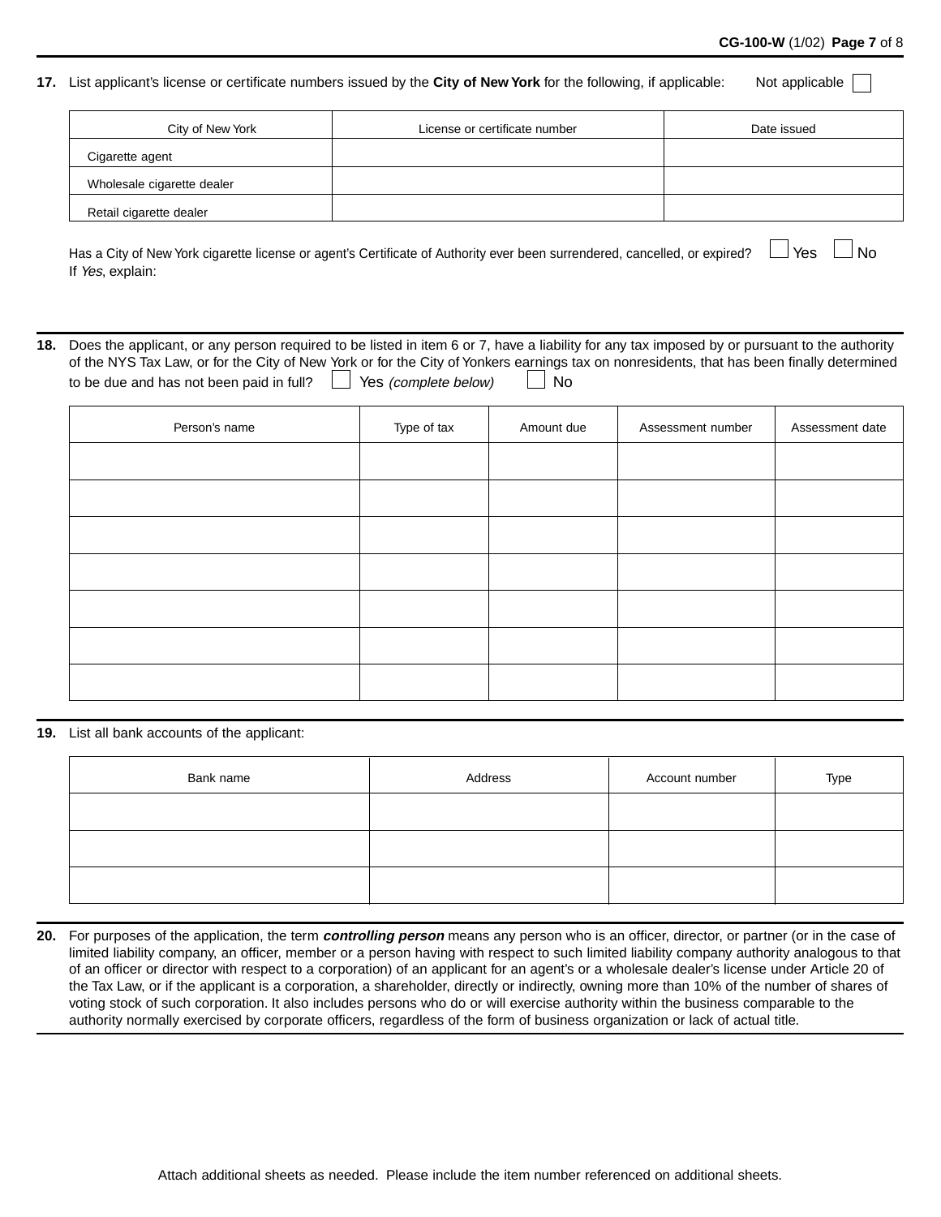**17.** List applicant's license or certificate numbers issued by the **City of New York** for the following, if applicable: Not applicable ☐

| City of New York | License or certificate number | Date issued |
|---|---|---|
| Cigarette agent | | |
| Wholesale cigarette dealer | | |
| Retail cigarette dealer | | |

Has a City of New York cigarette license or agent's Certificate of Authority ever been surrendered, cancelled, or expired? ☐ Yes ☐ No

If *Yes*, explain:

**18.** Does the applicant, or any person required to be listed in item 6 or 7, have a liability for any tax imposed by or pursuant to the authority of the NYS Tax Law, or for the City of New York or for the City of Yonkers earnings tax on nonresidents, that has been finally determined to be due and has not been paid in full? ☐ Yes *(complete below)* ☐ No

| Person's name | Type of tax | Amount due | Assessment number | Assessment date |
|---|---|---|---|---|
| | | | | |
| | | | | |
| | | | | |
| | | | | |
| | | | | |
| | | | | |
| | | | | |

**19.** List all bank accounts of the applicant:

| Bank name | Address | Account number | Type |
|---|---|---|---|
| | | | |
| | | | |
| | | | |

**20.** For purposes of the application, the term ***controlling person*** means any person who is an officer, director, or partner (or in the case of limited liability company, an officer, member or a person having with respect to such limited liability company authority analogous to that of an officer or director with respect to a corporation) of an applicant for an agent's or a wholesale dealer's license under Article 20 of the Tax Law, or if the applicant is a corporation, a shareholder, directly or indirectly, owning more than 10% of the number of shares of voting stock of such corporation. It also includes persons who do or will exercise authority within the business comparable to the authority normally exercised by corporate officers, regardless of the form of business organization or lack of actual title.

Attach additional sheets as needed. Please include the item number referenced on additional sheets.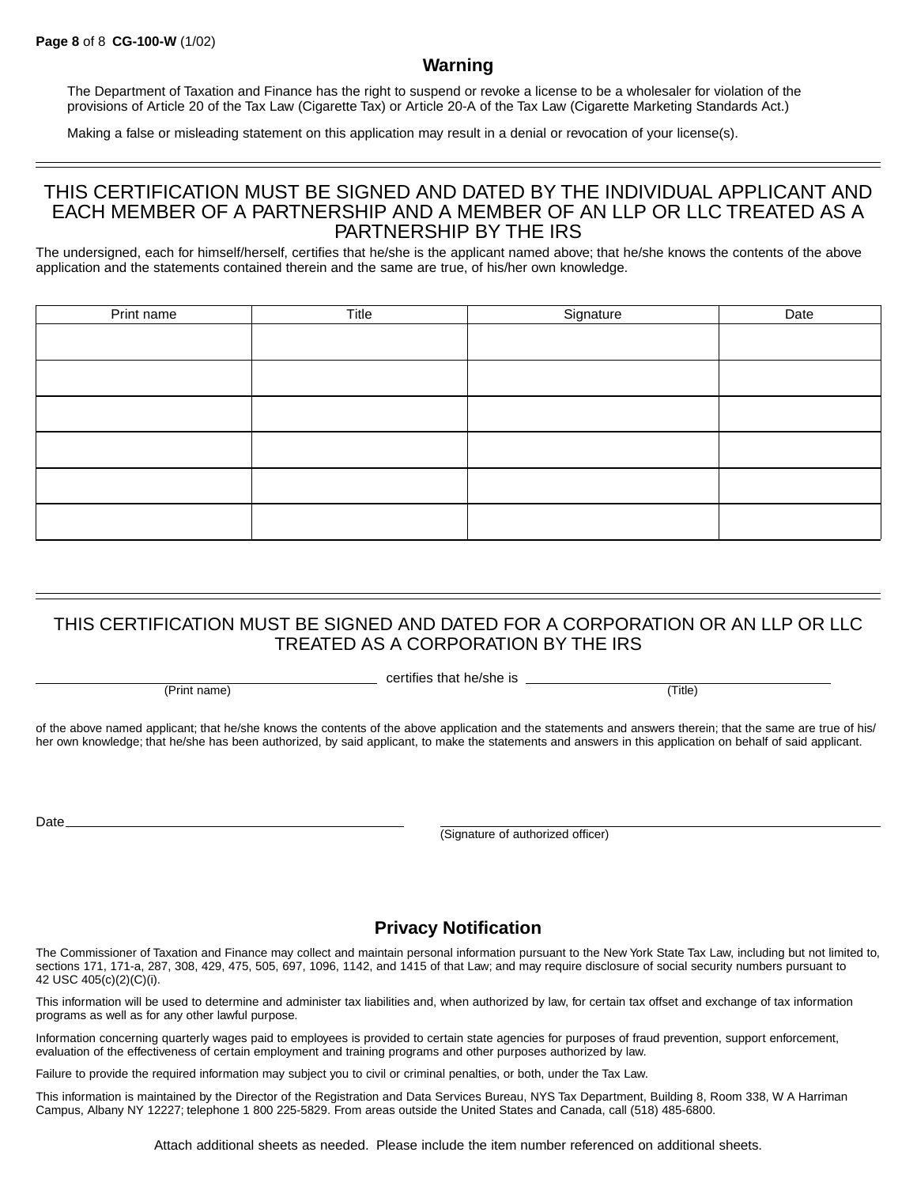## Warning

The Department of Taxation and Finance has the right to suspend or revoke a license to be a wholesaler for violation of the provisions of Article 20 of the Tax Law (Cigarette Tax) or Article 20-A of the Tax Law (Cigarette Marketing Standards Act.)

Making a false or misleading statement on this application may result in a denial or revocation of your license(s).

---

## THIS CERTIFICATION MUST BE SIGNED AND DATED BY THE INDIVIDUAL APPLICANT AND EACH MEMBER OF A PARTNERSHIP AND A MEMBER OF AN LLP OR LLC TREATED AS A PARTNERSHIP BY THE IRS

The undersigned, each for himself/herself, certifies that he/she is the applicant named above; that he/she knows the contents of the above application and the statements contained therein and the same are true, of his/her own knowledge.

| Print name | Title | Signature | Date |
|---|---|---|---|
| | | | |
| | | | |
| | | | |
| | | | |
| | | | |
| | | | |

---

## THIS CERTIFICATION MUST BE SIGNED AND DATED FOR A CORPORATION OR AN LLP OR LLC TREATED AS A CORPORATION BY THE IRS

________________________ certifies that he/she is ________________________
(Print name) (Title)

of the above named applicant; that he/she knows the contents of the above application and the statements and answers therein; that the same are true of his/her own knowledge; that he/she has been authorized, by said applicant, to make the statements and answers in this application on behalf of said applicant.

Date ________________________ ________________________
(Signature of authorized officer)

## Privacy Notification

The Commissioner of Taxation and Finance may collect and maintain personal information pursuant to the New York State Tax Law, including but not limited to, sections 171, 171-a, 287, 308, 429, 475, 505, 697, 1096, 1142, and 1415 of that Law; and may require disclosure of social security numbers pursuant to 42 USC 405(c)(2)(C)(i).

This information will be used to determine and administer tax liabilities and, when authorized by law, for certain tax offset and exchange of tax information programs as well as for any other lawful purpose.

Information concerning quarterly wages paid to employees is provided to certain state agencies for purposes of fraud prevention, support enforcement, evaluation of the effectiveness of certain employment and training programs and other purposes authorized by law.

Failure to provide the required information may subject you to civil or criminal penalties, or both, under the Tax Law.

This information is maintained by the Director of the Registration and Data Services Bureau, NYS Tax Department, Building 8, Room 338, W A Harriman Campus, Albany NY 12227; telephone 1 800 225-5829. From areas outside the United States and Canada, call (518) 485-6800.

Attach additional sheets as needed. Please include the item number referenced on additional sheets.